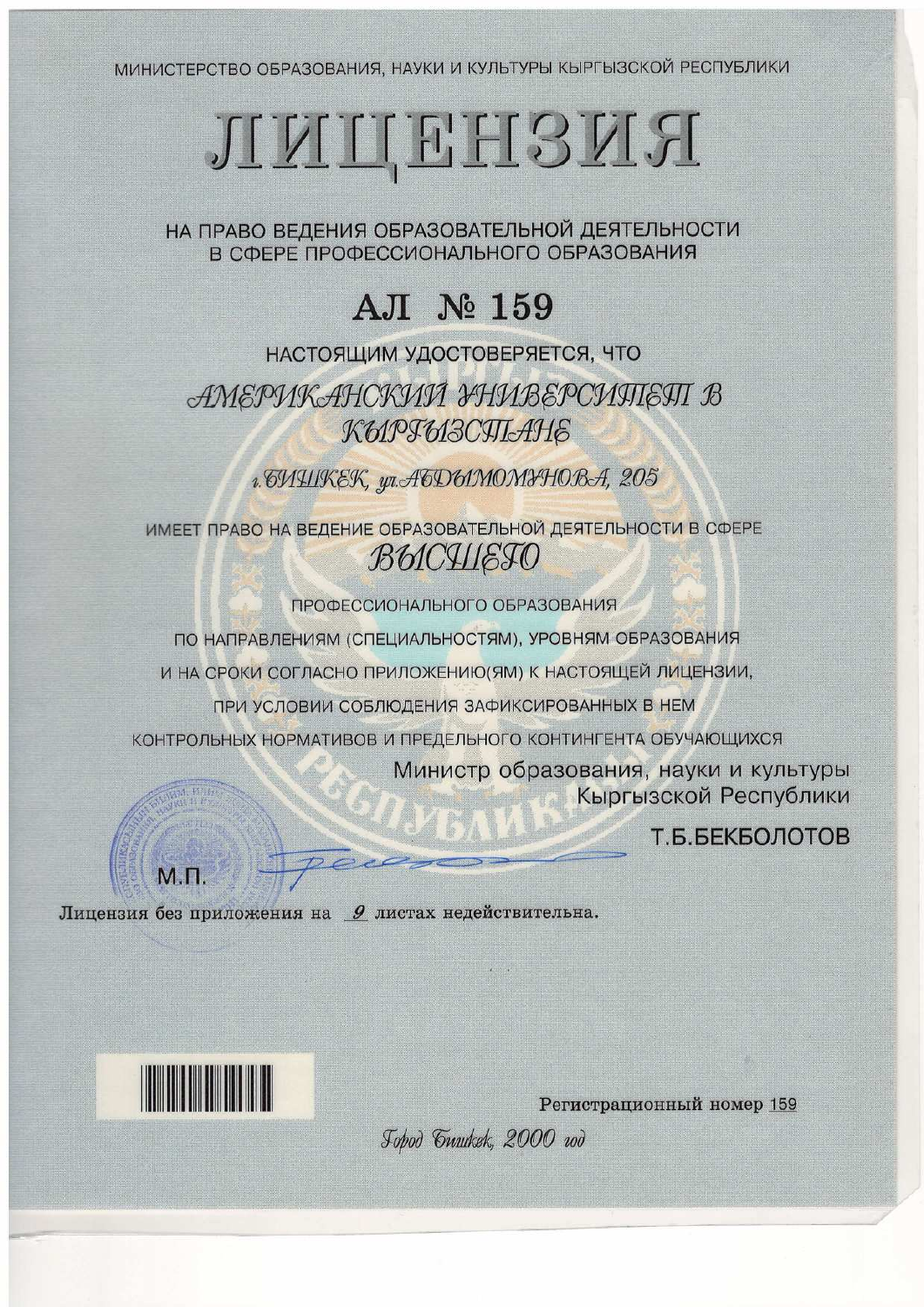МИНИСТЕРСТВО ОБРАЗОВАНИЯ, НАУКИ И КУЛЬТУРЫ КЫРГЫЗСКОЙ РЕСПУБЛИКИ

# ЛИЦЕНЗИЯ

НА ПРАВО ВЕДЕНИЯ ОБРАЗОВАТЕЛЬНОЙ ДЕЯТЕЛЬНОСТИ В СФЕРЕ ПРОФЕССИОНАЛЬНОГО ОБРАЗОВАНИЯ

## АЛ № 159

НАСТОЯЩИМ УДОСТОВЕРЯЕТСЯ, ЧТО

*АМЕРИКАНСКИЙ УНИВЕРСИТЕТ В КЫРГЫЗСТАНЕ*

*г.БИШКЕК, ул.АБДЫМОМУНОВА, 205*

ИМЕЕТ ПРАВО НА ВЕДЕНИЕ ОБРАЗОВАТЕЛЬНОЙ ДЕЯТЕЛЬНОСТИ В СФЕРЕ

*ВЫСШЕГО*

ПРОФЕССИОНАЛЬНОГО ОБРАЗОВАНИЯ

ПО НАПРАВЛЕНИЯМ (СПЕЦИАЛЬНОСТЯМ), УРОВНЯМ ОБРАЗОВАНИЯ И НА СРОКИ СОГЛАСНО ПРИЛОЖЕНИЮ(ЯМ) К НАСТОЯЩЕЙ ЛИЦЕНЗИИ, ПРИ УСЛОВИИ СОБЛЮДЕНИЯ ЗАФИКСИРОВАННЫХ В НЕМ КОНТРОЛЬНЫХ НОРМАТИВОВ И ПРЕДЕЛЬНОГО КОНТИНГЕНТА ОБУЧАЮЩИХСЯ

Министр образования, науки и культуры Кыргызской Республики

Т.Б.БЕКБОЛОТОВ

М.П.

Лицензия без приложения на *9* листах недействительна.

Регистрационный номер 159

*Город Бишкек, 2000 год*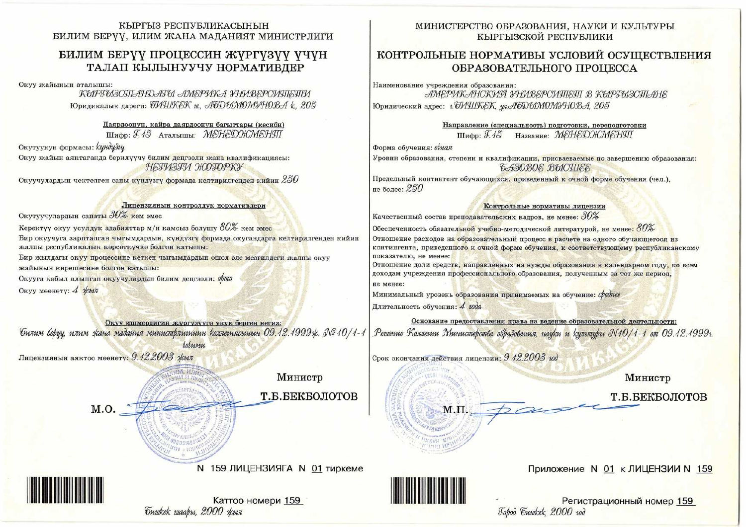КЫРГЫЗ РЕСПУБЛИКАСЫНЫН
БИЛИМ БЕРҮҮ, ИЛИМ ЖАНА МАДАНИЯТ МИНИСТРЛИГИ

## БИЛИМ БЕРҮҮ ПРОЦЕССИН ЖҮРГҮЗҮҮ ҮЧҮН ТАЛАП КЫЛЫНУУЧУ НОРМАТИВДЕР

Окуу жайынын аталышы:
*КЫРГЫЗСТАНДАГЫ АМЕРИКА УНИВЕРСИТЕТИ*

Юридикалык дареги: *БИШКЕК ш., АБДЫМОМУНОВА к., 205*

Даярдоонун, кайра даярдоонун багыттары (кесиби)

Шифр: *Г.15* Аталышы: *МЕНЕДЖМЕНТ*

Окутуунун формасы: *күндүзгү*

Окуу жайын аяктаганда берилүүчү билим деңгээли жана квалификациясы:
*НЕГИЗГИ ЖОГОРКУ*

Окуучулардын чектелген саны күндүзгү формада келтирилгенден кийин *250*

**Лицензиянын контролдук нормативдери**

Окутуучулардын сапаты *30%* кем эмес

Керектүү окуу усулдук адабияттар м/н камсыз болушу *80%* кем эмес

Бир окуучуга зарпталган чыгымдардын, күндүзгү формада окугандарга келтирилгенден кийин жалпы республикалык көрсөткүчкө болгон катышы:

Бир жылдагы окуу процессине кеткен чыгымдардын ошол эле мезгилдеги жалпы окуу жайынын кирешесине болгон катышы:

Окууга кабыл алынган окуучулардын билим деңгээли: *орто*

Окуу мөөнөтү: *4 жыл*

Окуу ишмердигин жүргүзүүгө укук берген негиз:

*Билим берүү, илим жана маданият министрлигинин коллегиясынын 09.12.1999ж. №10/1-1 чечими*

Лицензиянын аяктоо мөөнөтү: *9.12.2003 жыл*

Министр
Т.Б.БЕКБОЛОТОВ

М.О.

N 159 ЛИЦЕНЗИЯГА N 01 тиркеме

Каттоо номери 159

*Бишкек шаары, 2000 жыл*

---

МИНИСТЕРСТВО ОБРАЗОВАНИЯ, НАУКИ И КУЛЬТУРЫ
КЫРГЫЗСКОЙ РЕСПУБЛИКИ

## КОНТРОЛЬНЫЕ НОРМАТИВЫ УСЛОВИЙ ОСУЩЕСТВЛЕНИЯ ОБРАЗОВАТЕЛЬНОГО ПРОЦЕССА

Наименование учреждения образования:
*АМЕРИКАНСКИЙ УНИВЕРСИТЕТ В КЫРГЫЗСТАНЕ*

Юридический адрес: *г.БИШКЕК, ул.АБДЫМОМУНОВА, 205*

Направление (специальность) подготовки, переподготовки

Шифр: *Г.15* Название: *МЕНЕДЖМЕНТ*

Форма обучения: *очная*

Уровни образования, степени и квалификации, присваеваемые по завершению образования:
*БАЗОВОЕ ВЫСШЕЕ*

Предельный контингент обучающихся, приведенный к очной форме обучения (чел.), не более: *250*

**Контрольные нормативы лицензии**

Качественный состав преподавательских кадров, не менее: *30%*

Обеспеченность обязательной учебно-методической литературой, не менее: *80%*

Отношение расходов на образовательный процесс в расчете на одного обучающегося из контингента, приведенного к очной форме обучения, к соответствующему республиканскому показателю, не менее:

Отношение доли средств, направленных на нужды образования в календарном году, ко всем доходам учреждения профессионального образования, полученным за тот же период, не менее:

Минимальный уровень образования принимаемых на обучение: *среднее*

Длительность обучения: *4 года*

Основание предоставления права на ведение образовательной деятельности:

*Решение Коллегии Министерства образования, науки и культуры N10/1-1 от 09.12.1999г.*

Срок окончания действия лицензии: *9.12.2003 год*

Министр
Т.Б.БЕКБОЛОТОВ

М.П.

Приложение N 01 к ЛИЦЕНЗИИ N 159

Регистрационный номер 159

*Город Бишкек, 2000 год*